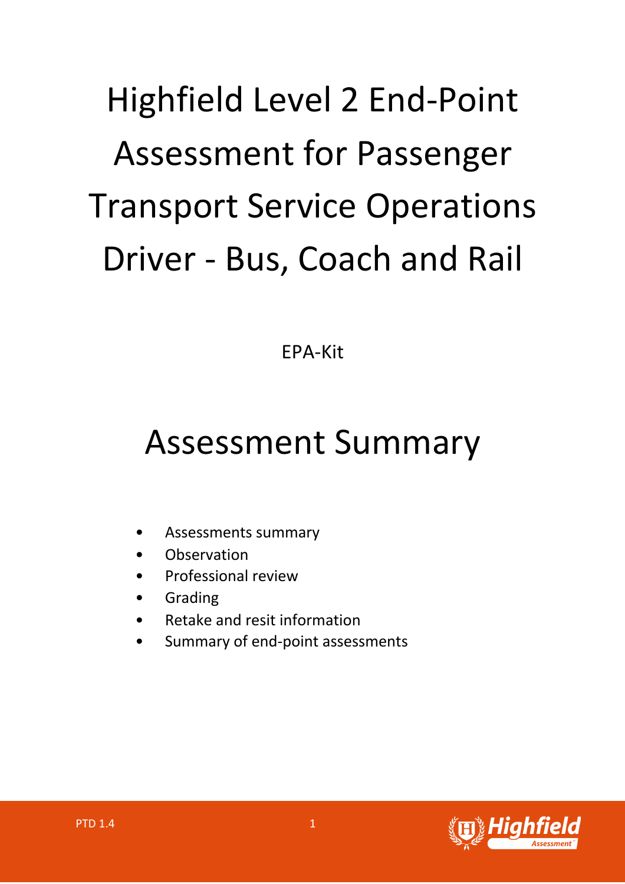# Highfield Level 2 End-Point Assessment for Passenger Transport Service Operations Driver - Bus, Coach and Rail

EPA-Kit

## Assessment Summary

- Assessments summary
- Observation
- Professional review
- Grading
- Retake and resit information
- Summary of end-point assessments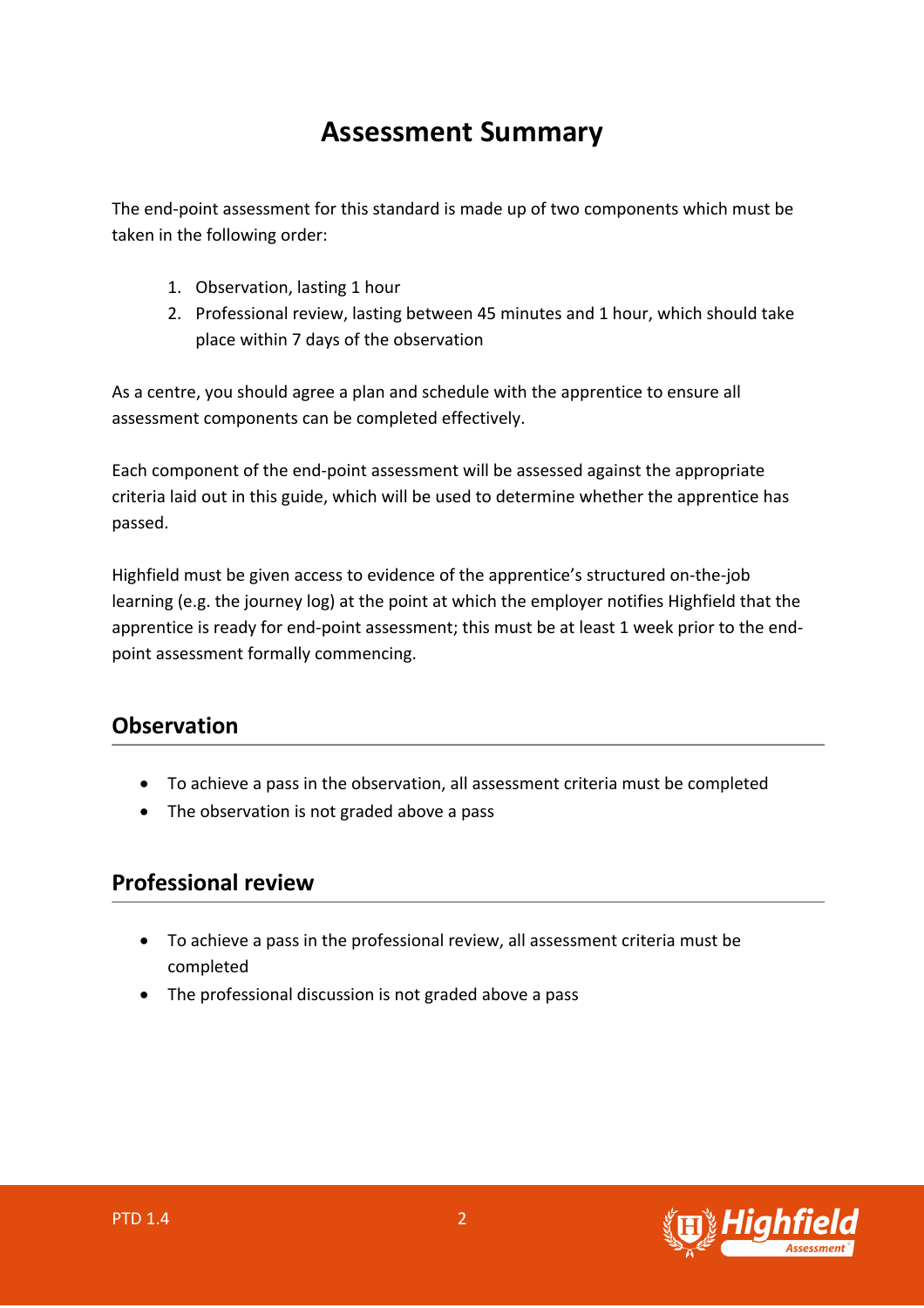# Assessment Summary

The end-point assessment for this standard is made up of two components which must be taken in the following order:

1. Observation, lasting 1 hour
2. Professional review, lasting between 45 minutes and 1 hour, which should take place within 7 days of the observation

As a centre, you should agree a plan and schedule with the apprentice to ensure all assessment components can be completed effectively.

Each component of the end-point assessment will be assessed against the appropriate criteria laid out in this guide, which will be used to determine whether the apprentice has passed.

Highfield must be given access to evidence of the apprentice's structured on-the-job learning (e.g. the journey log) at the point at which the employer notifies Highfield that the apprentice is ready for end-point assessment; this must be at least 1 week prior to the end-point assessment formally commencing.

## Observation

- To achieve a pass in the observation, all assessment criteria must be completed
- The observation is not graded above a pass

## Professional review

- To achieve a pass in the professional review, all assessment criteria must be completed
- The professional discussion is not graded above a pass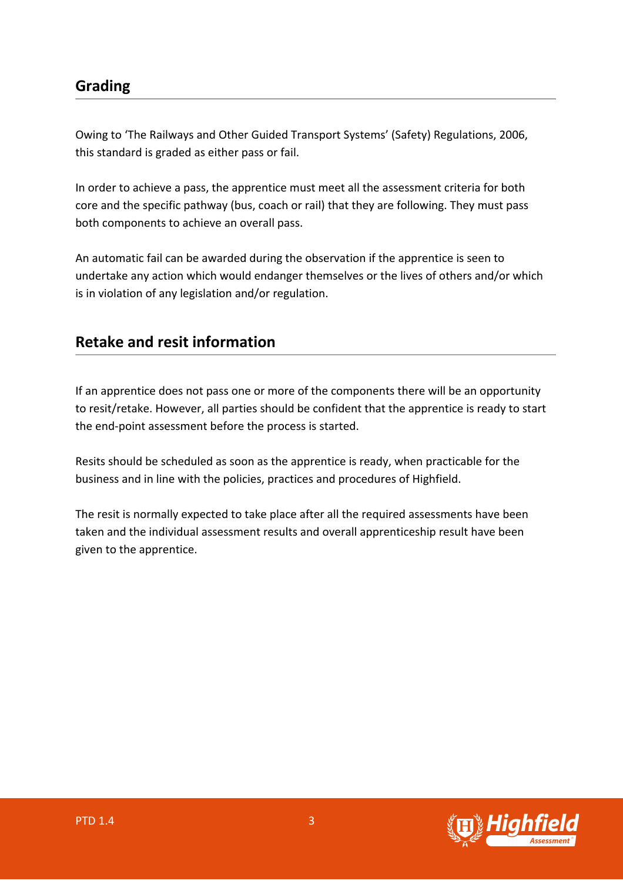## Grading

Owing to 'The Railways and Other Guided Transport Systems' (Safety) Regulations, 2006, this standard is graded as either pass or fail.

In order to achieve a pass, the apprentice must meet all the assessment criteria for both core and the specific pathway (bus, coach or rail) that they are following. They must pass both components to achieve an overall pass.

An automatic fail can be awarded during the observation if the apprentice is seen to undertake any action which would endanger themselves or the lives of others and/or which is in violation of any legislation and/or regulation.

## Retake and resit information

If an apprentice does not pass one or more of the components there will be an opportunity to resit/retake. However, all parties should be confident that the apprentice is ready to start the end-point assessment before the process is started.

Resits should be scheduled as soon as the apprentice is ready, when practicable for the business and in line with the policies, practices and procedures of Highfield.

The resit is normally expected to take place after all the required assessments have been taken and the individual assessment results and overall apprenticeship result have been given to the apprentice.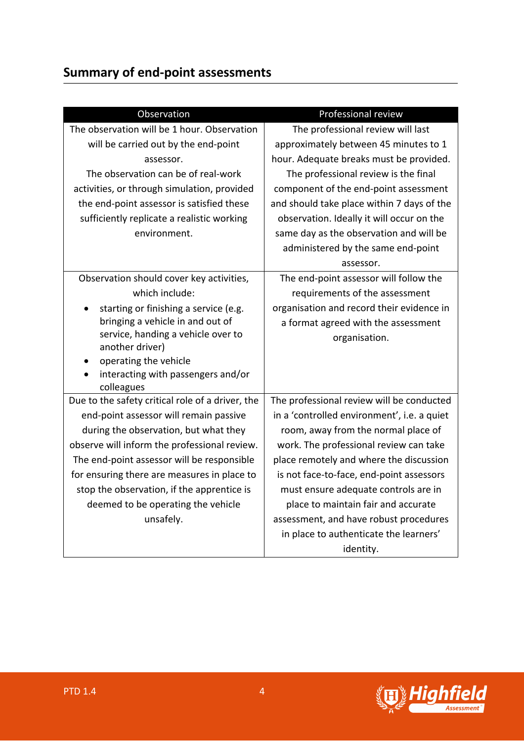## Summary of end-point assessments

| Observation | Professional review |
|---|---|
| The observation will be 1 hour. Observation will be carried out by the end-point assessor.<br>The observation can be of real-work activities, or through simulation, provided the end-point assessor is satisfied these sufficiently replicate a realistic working environment. | The professional review will last approximately between 45 minutes to 1 hour. Adequate breaks must be provided. The professional review is the final component of the end-point assessment and should take place within 7 days of the observation. Ideally it will occur on the same day as the observation and will be administered by the same end-point assessor. |
| Observation should cover key activities, which include:<br>• starting or finishing a service (e.g. bringing a vehicle in and out of service, handing a vehicle over to another driver)<br>• operating the vehicle<br>• interacting with passengers and/or colleagues | The end-point assessor will follow the requirements of the assessment organisation and record their evidence in a format agreed with the assessment organisation. |
| Due to the safety critical role of a driver, the end-point assessor will remain passive during the observation, but what they observe will inform the professional review. The end-point assessor will be responsible for ensuring there are measures in place to stop the observation, if the apprentice is deemed to be operating the vehicle unsafely. | The professional review will be conducted in a 'controlled environment', i.e. a quiet room, away from the normal place of work. The professional review can take place remotely and where the discussion is not face-to-face, end-point assessors must ensure adequate controls are in place to maintain fair and accurate assessment, and have robust procedures in place to authenticate the learners' identity. |